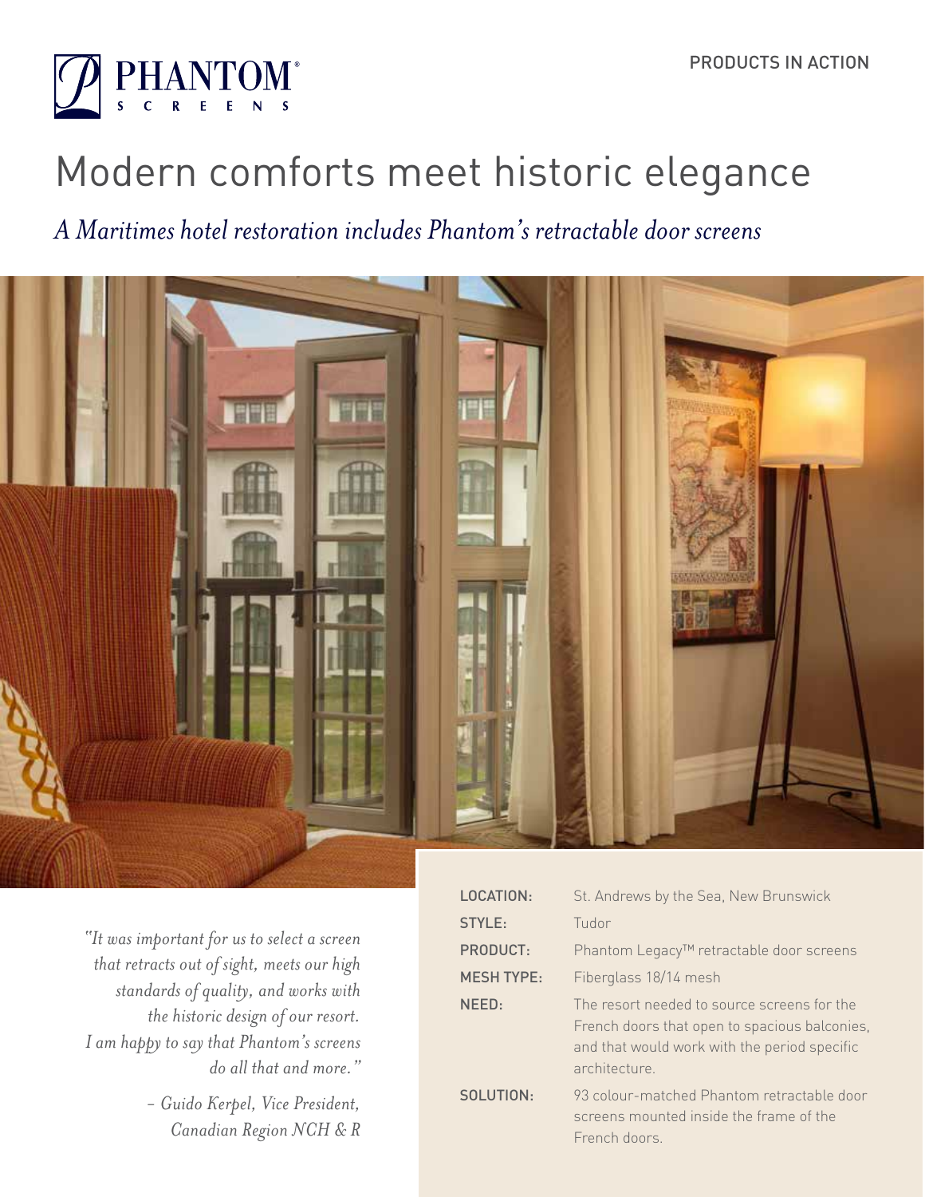PHANTOM® SCREENS

PRODUCTS IN ACTION

# Modern comforts meet historic elegance

*A Maritimes hotel restoration includes Phantom's retractable door screens*

*"It was important for us to select a screen that retracts out of sight, meets our high standards of quality, and works with the historic design of our resort. I am happy to say that Phantom's screens do all that and more."*

*– Guido Kerpel, Vice President, Canadian Region NCH & R*

| | |
|---|---|
| LOCATION: | St. Andrews by the Sea, New Brunswick |
| STYLE: | Tudor |
| PRODUCT: | Phantom Legacy™ retractable door screens |
| MESH TYPE: | Fiberglass 18/14 mesh |
| NEED: | The resort needed to source screens for the French doors that open to spacious balconies, and that would work with the period specific architecture. |
| SOLUTION: | 93 colour-matched Phantom retractable door screens mounted inside the frame of the French doors. |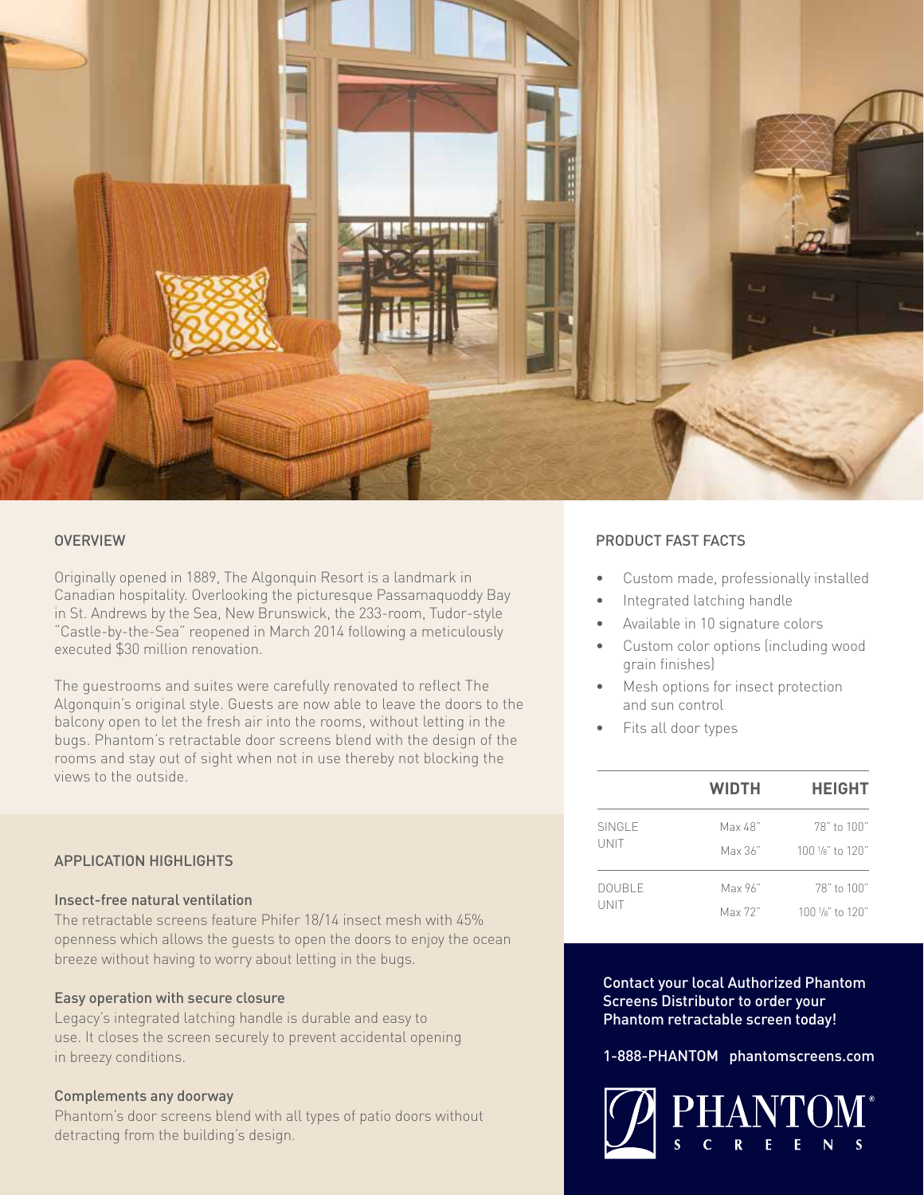## OVERVIEW

Originally opened in 1889, The Algonquin Resort is a landmark in Canadian hospitality. Overlooking the picturesque Passamaquoddy Bay in St. Andrews by the Sea, New Brunswick, the 233-room, Tudor-style "Castle-by-the-Sea" reopened in March 2014 following a meticulously executed $30 million renovation.

The guestrooms and suites were carefully renovated to reflect The Algonquin's original style. Guests are now able to leave the doors to the balcony open to let the fresh air into the rooms, without letting in the bugs. Phantom's retractable door screens blend with the design of the rooms and stay out of sight when not in use thereby not blocking the views to the outside.

## APPLICATION HIGHLIGHTS

### Insect-free natural ventilation

The retractable screens feature Phifer 18/14 insect mesh with 45% openness which allows the guests to open the doors to enjoy the ocean breeze without having to worry about letting in the bugs.

### Easy operation with secure closure

Legacy's integrated latching handle is durable and easy to use. It closes the screen securely to prevent accidental opening in breezy conditions.

### Complements any doorway

Phantom's door screens blend with all types of patio doors without detracting from the building's design.

## PRODUCT FAST FACTS

- Custom made, professionally installed
- Integrated latching handle
- Available in 10 signature colors
- Custom color options (including wood grain finishes)
- Mesh options for insect protection and sun control
- Fits all door types

| | WIDTH | HEIGHT |
|---|---|---|
| SINGLE UNIT | Max 48" | 78" to 100" |
| | Max 36" | 100 1/8" to 120" |
| DOUBLE UNIT | Max 96" | 78" to 100" |
| | Max 72" | 100 1/8" to 120" |

**Contact your local Authorized Phantom Screens Distributor to order your Phantom retractable screen today!**

1-888-PHANTOM phantomscreens.com

PHANTOM® SCREENS